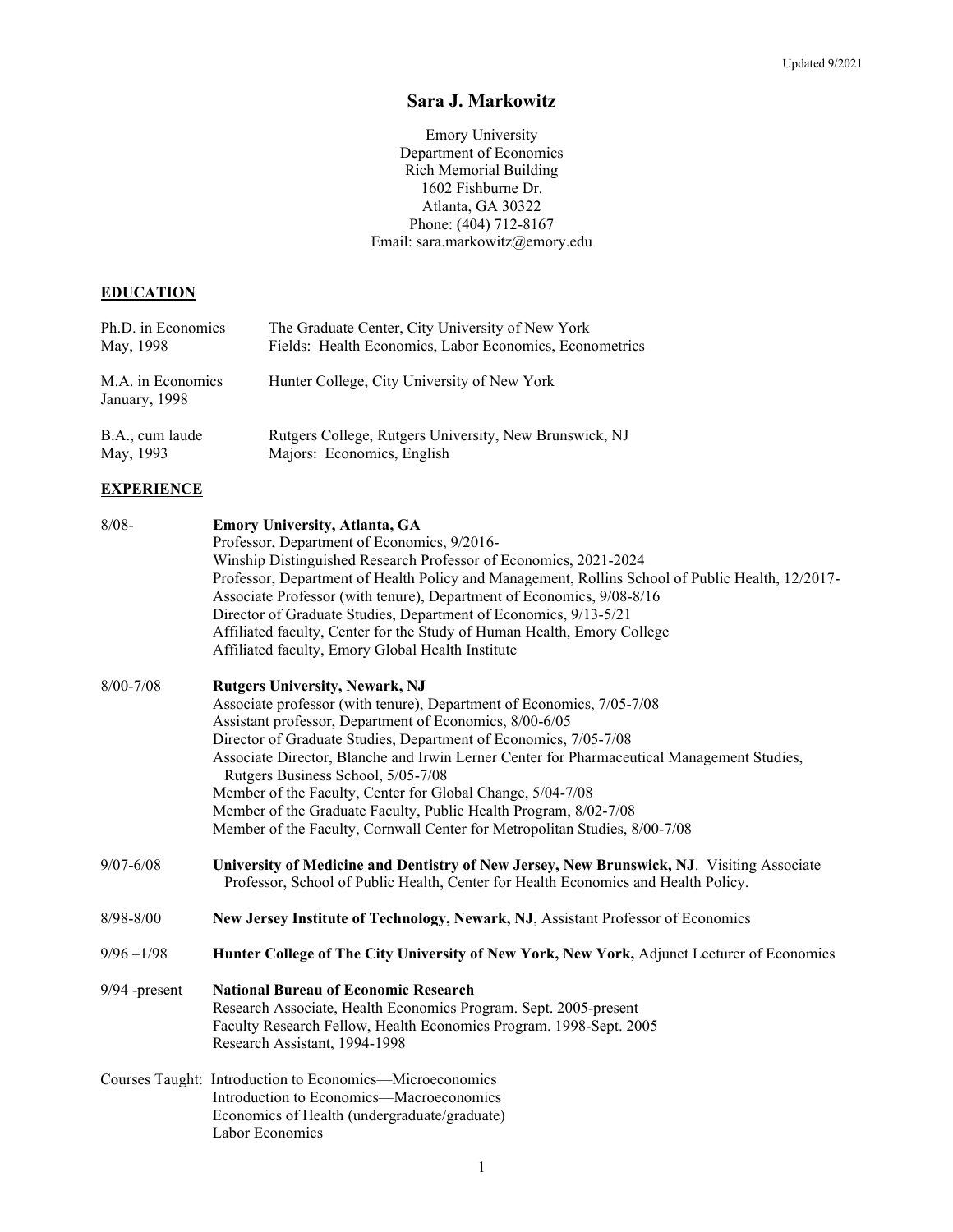Updated 9/2021

# Sara J. Markowitz

Emory University
Department of Economics
Rich Memorial Building
1602 Fishburne Dr.
Atlanta, GA 30322
Phone: (404) 712-8167
Email: sara.markowitz@emory.edu

## EDUCATION

| | |
|---|---|
| Ph.D. in Economics<br>May, 1998 | The Graduate Center, City University of New York<br>Fields: Health Economics, Labor Economics, Econometrics |
| M.A. in Economics<br>January, 1998 | Hunter College, City University of New York |
| B.A., cum laude<br>May, 1993 | Rutgers College, Rutgers University, New Brunswick, NJ<br>Majors: Economics, English |

## EXPERIENCE

**8/08-** **Emory University, Atlanta, GA**
Professor, Department of Economics, 9/2016-
Winship Distinguished Research Professor of Economics, 2021-2024
Professor, Department of Health Policy and Management, Rollins School of Public Health, 12/2017-
Associate Professor (with tenure), Department of Economics, 9/08-8/16
Director of Graduate Studies, Department of Economics, 9/13-5/21
Affiliated faculty, Center for the Study of Human Health, Emory College
Affiliated faculty, Emory Global Health Institute

**8/00-7/08** **Rutgers University, Newark, NJ**
Associate professor (with tenure), Department of Economics, 7/05-7/08
Assistant professor, Department of Economics, 8/00-6/05
Director of Graduate Studies, Department of Economics, 7/05-7/08
Associate Director, Blanche and Irwin Lerner Center for Pharmaceutical Management Studies, Rutgers Business School, 5/05-7/08
Member of the Faculty, Center for Global Change, 5/04-7/08
Member of the Graduate Faculty, Public Health Program, 8/02-7/08
Member of the Faculty, Cornwall Center for Metropolitan Studies, 8/00-7/08

**9/07-6/08** **University of Medicine and Dentistry of New Jersey, New Brunswick, NJ**. Visiting Associate Professor, School of Public Health, Center for Health Economics and Health Policy.

**8/98-8/00** **New Jersey Institute of Technology, Newark, NJ**, Assistant Professor of Economics

**9/96 –1/98** **Hunter College of The City University of New York, New York,** Adjunct Lecturer of Economics

**9/94 -present** **National Bureau of Economic Research**
Research Associate, Health Economics Program. Sept. 2005-present
Faculty Research Fellow, Health Economics Program. 1998-Sept. 2005
Research Assistant, 1994-1998

Courses Taught: Introduction to Economics—Microeconomics
Introduction to Economics—Macroeconomics
Economics of Health (undergraduate/graduate)
Labor Economics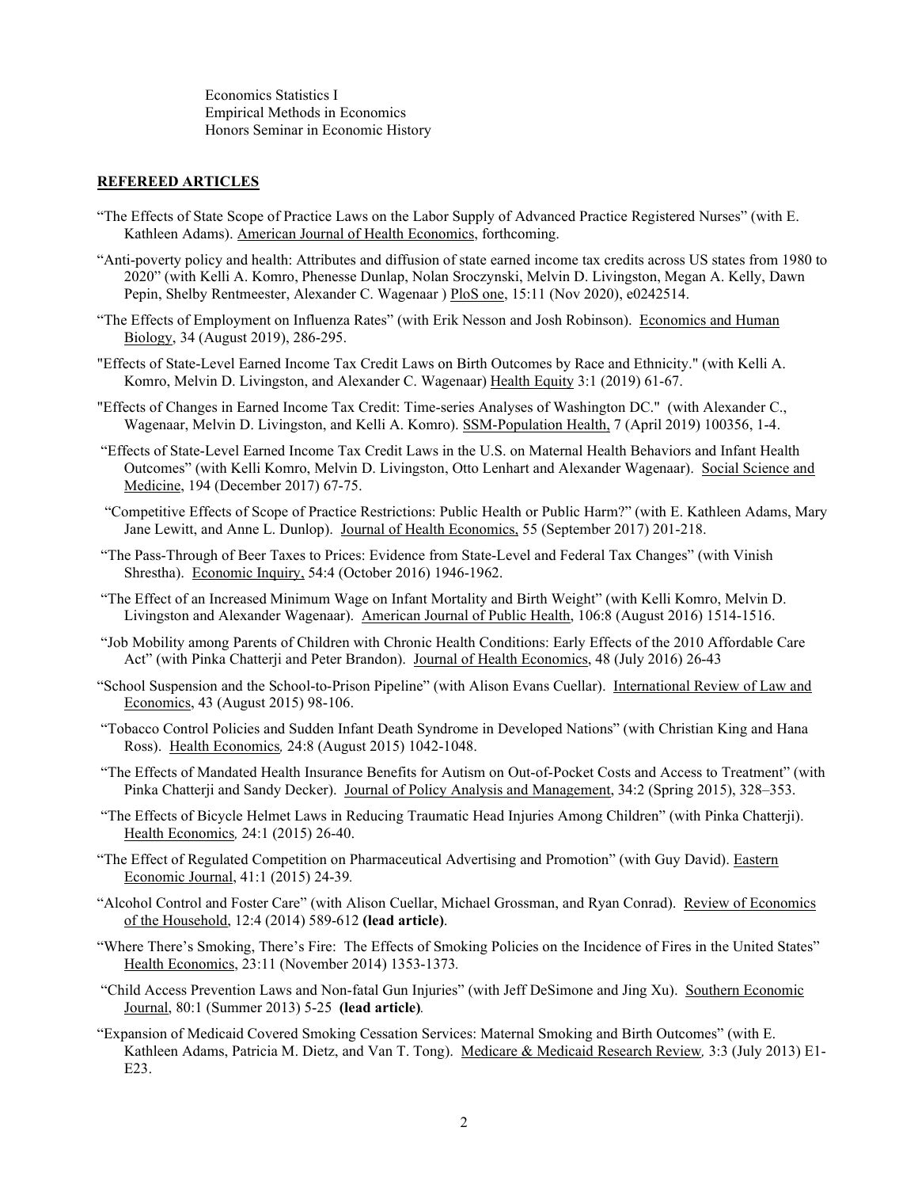Economics Statistics I
Empirical Methods in Economics
Honors Seminar in Economic History

**REFEREED ARTICLES**

"The Effects of State Scope of Practice Laws on the Labor Supply of Advanced Practice Registered Nurses" (with E. Kathleen Adams). American Journal of Health Economics, forthcoming.

"Anti-poverty policy and health: Attributes and diffusion of state earned income tax credits across US states from 1980 to 2020" (with Kelli A. Komro, Phenesse Dunlap, Nolan Sroczynski, Melvin D. Livingston, Megan A. Kelly, Dawn Pepin, Shelby Rentmeester, Alexander C. Wagenaar ) PloS one, 15:11 (Nov 2020), e0242514.

"The Effects of Employment on Influenza Rates" (with Erik Nesson and Josh Robinson). Economics and Human Biology, 34 (August 2019), 286-295.

"Effects of State-Level Earned Income Tax Credit Laws on Birth Outcomes by Race and Ethnicity." (with Kelli A. Komro, Melvin D. Livingston, and Alexander C. Wagenaar) Health Equity 3:1 (2019) 61-67.

"Effects of Changes in Earned Income Tax Credit: Time-series Analyses of Washington DC." (with Alexander C., Wagenaar, Melvin D. Livingston, and Kelli A. Komro). SSM-Population Health, 7 (April 2019) 100356, 1-4.

"Effects of State-Level Earned Income Tax Credit Laws in the U.S. on Maternal Health Behaviors and Infant Health Outcomes" (with Kelli Komro, Melvin D. Livingston, Otto Lenhart and Alexander Wagenaar). Social Science and Medicine, 194 (December 2017) 67-75.

"Competitive Effects of Scope of Practice Restrictions: Public Health or Public Harm?" (with E. Kathleen Adams, Mary Jane Lewitt, and Anne L. Dunlop). Journal of Health Economics, 55 (September 2017) 201-218.

"The Pass-Through of Beer Taxes to Prices: Evidence from State-Level and Federal Tax Changes" (with Vinish Shrestha). Economic Inquiry, 54:4 (October 2016) 1946-1962.

"The Effect of an Increased Minimum Wage on Infant Mortality and Birth Weight" (with Kelli Komro, Melvin D. Livingston and Alexander Wagenaar). American Journal of Public Health, 106:8 (August 2016) 1514-1516.

"Job Mobility among Parents of Children with Chronic Health Conditions: Early Effects of the 2010 Affordable Care Act" (with Pinka Chatterji and Peter Brandon). Journal of Health Economics, 48 (July 2016) 26-43

"School Suspension and the School-to-Prison Pipeline" (with Alison Evans Cuellar). International Review of Law and Economics, 43 (August 2015) 98-106.

"Tobacco Control Policies and Sudden Infant Death Syndrome in Developed Nations" (with Christian King and Hana Ross). Health Economics, 24:8 (August 2015) 1042-1048.

"The Effects of Mandated Health Insurance Benefits for Autism on Out-of-Pocket Costs and Access to Treatment" (with Pinka Chatterji and Sandy Decker). Journal of Policy Analysis and Management, 34:2 (Spring 2015), 328–353.

"The Effects of Bicycle Helmet Laws in Reducing Traumatic Head Injuries Among Children" (with Pinka Chatterji). Health Economics, 24:1 (2015) 26-40.

"The Effect of Regulated Competition on Pharmaceutical Advertising and Promotion" (with Guy David). Eastern Economic Journal, 41:1 (2015) 24-39.

"Alcohol Control and Foster Care" (with Alison Cuellar, Michael Grossman, and Ryan Conrad). Review of Economics of the Household, 12:4 (2014) 589-612 **(lead article)**.

"Where There's Smoking, There's Fire: The Effects of Smoking Policies on the Incidence of Fires in the United States" Health Economics, 23:11 (November 2014) 1353-1373.

"Child Access Prevention Laws and Non-fatal Gun Injuries" (with Jeff DeSimone and Jing Xu). Southern Economic Journal, 80:1 (Summer 2013) 5-25 **(lead article)**.

"Expansion of Medicaid Covered Smoking Cessation Services: Maternal Smoking and Birth Outcomes" (with E. Kathleen Adams, Patricia M. Dietz, and Van T. Tong). Medicare & Medicaid Research Review, 3:3 (July 2013) E1-E23.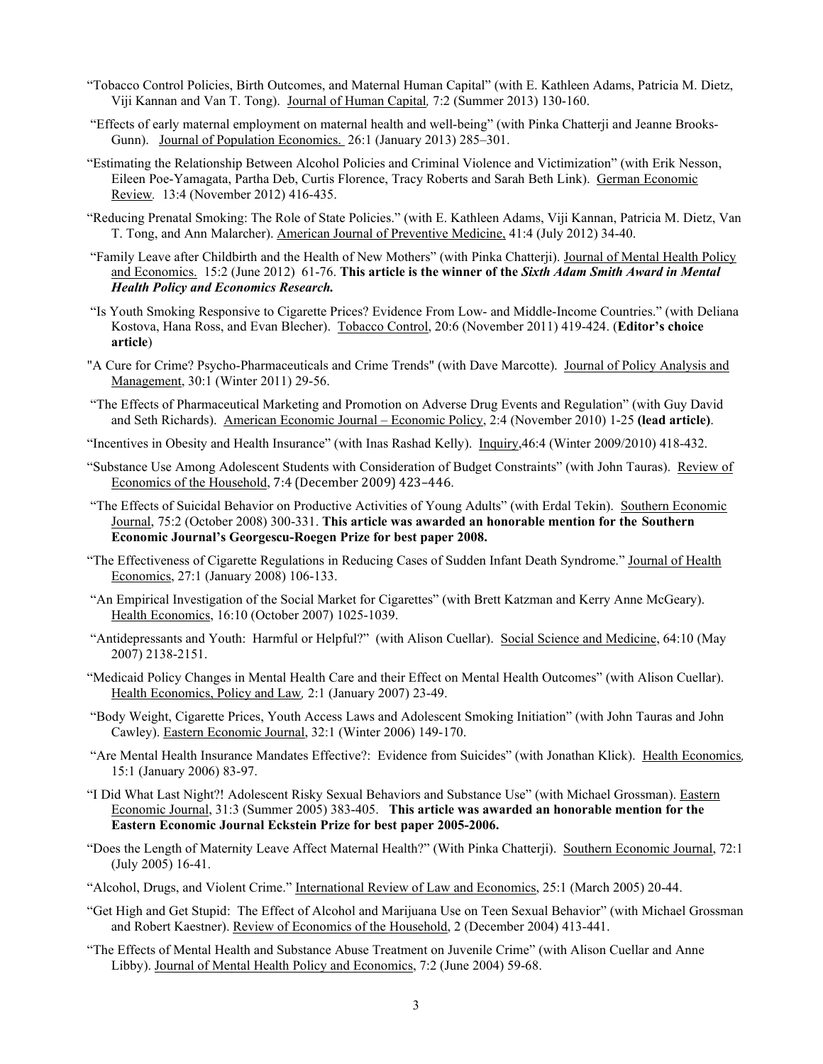"Tobacco Control Policies, Birth Outcomes, and Maternal Human Capital" (with E. Kathleen Adams, Patricia M. Dietz, Viji Kannan and Van T. Tong). Journal of Human Capital, 7:2 (Summer 2013) 130-160.

"Effects of early maternal employment on maternal health and well-being" (with Pinka Chatterji and Jeanne Brooks-Gunn). Journal of Population Economics. 26:1 (January 2013) 285–301.

"Estimating the Relationship Between Alcohol Policies and Criminal Violence and Victimization" (with Erik Nesson, Eileen Poe-Yamagata, Partha Deb, Curtis Florence, Tracy Roberts and Sarah Beth Link). German Economic Review. 13:4 (November 2012) 416-435.

"Reducing Prenatal Smoking: The Role of State Policies." (with E. Kathleen Adams, Viji Kannan, Patricia M. Dietz, Van T. Tong, and Ann Malarcher). American Journal of Preventive Medicine, 41:4 (July 2012) 34-40.

"Family Leave after Childbirth and the Health of New Mothers" (with Pinka Chatterji). Journal of Mental Health Policy and Economics. 15:2 (June 2012) 61-76. **This article is the winner of the *Sixth Adam Smith Award in Mental Health Policy and Economics Research.***

"Is Youth Smoking Responsive to Cigarette Prices? Evidence From Low- and Middle-Income Countries." (with Deliana Kostova, Hana Ross, and Evan Blecher). Tobacco Control, 20:6 (November 2011) 419-424. (**Editor's choice article**)

"A Cure for Crime? Psycho-Pharmaceuticals and Crime Trends" (with Dave Marcotte). Journal of Policy Analysis and Management, 30:1 (Winter 2011) 29-56.

"The Effects of Pharmaceutical Marketing and Promotion on Adverse Drug Events and Regulation" (with Guy David and Seth Richards). American Economic Journal – Economic Policy, 2:4 (November 2010) 1-25 **(lead article)**.

"Incentives in Obesity and Health Insurance" (with Inas Rashad Kelly). Inquiry,46:4 (Winter 2009/2010) 418-432.

"Substance Use Among Adolescent Students with Consideration of Budget Constraints" (with John Tauras). Review of Economics of the Household, 7:4 (December 2009) 423–446.

"The Effects of Suicidal Behavior on Productive Activities of Young Adults" (with Erdal Tekin). Southern Economic Journal, 75:2 (October 2008) 300-331. **This article was awarded an honorable mention for the Southern Economic Journal's Georgescu-Roegen Prize for best paper 2008.**

"The Effectiveness of Cigarette Regulations in Reducing Cases of Sudden Infant Death Syndrome." Journal of Health Economics, 27:1 (January 2008) 106-133.

"An Empirical Investigation of the Social Market for Cigarettes" (with Brett Katzman and Kerry Anne McGeary). Health Economics, 16:10 (October 2007) 1025-1039.

"Antidepressants and Youth: Harmful or Helpful?" (with Alison Cuellar). Social Science and Medicine, 64:10 (May 2007) 2138-2151.

"Medicaid Policy Changes in Mental Health Care and their Effect on Mental Health Outcomes" (with Alison Cuellar). Health Economics, Policy and Law, 2:1 (January 2007) 23-49.

"Body Weight, Cigarette Prices, Youth Access Laws and Adolescent Smoking Initiation" (with John Tauras and John Cawley). Eastern Economic Journal, 32:1 (Winter 2006) 149-170.

"Are Mental Health Insurance Mandates Effective?: Evidence from Suicides" (with Jonathan Klick). Health Economics, 15:1 (January 2006) 83-97.

"I Did What Last Night?! Adolescent Risky Sexual Behaviors and Substance Use" (with Michael Grossman). Eastern Economic Journal, 31:3 (Summer 2005) 383-405. **This article was awarded an honorable mention for the Eastern Economic Journal Eckstein Prize for best paper 2005-2006.**

"Does the Length of Maternity Leave Affect Maternal Health?" (With Pinka Chatterji). Southern Economic Journal, 72:1 (July 2005) 16-41.

"Alcohol, Drugs, and Violent Crime." International Review of Law and Economics, 25:1 (March 2005) 20-44.

"Get High and Get Stupid: The Effect of Alcohol and Marijuana Use on Teen Sexual Behavior" (with Michael Grossman and Robert Kaestner). Review of Economics of the Household, 2 (December 2004) 413-441.

"The Effects of Mental Health and Substance Abuse Treatment on Juvenile Crime" (with Alison Cuellar and Anne Libby). Journal of Mental Health Policy and Economics, 7:2 (June 2004) 59-68.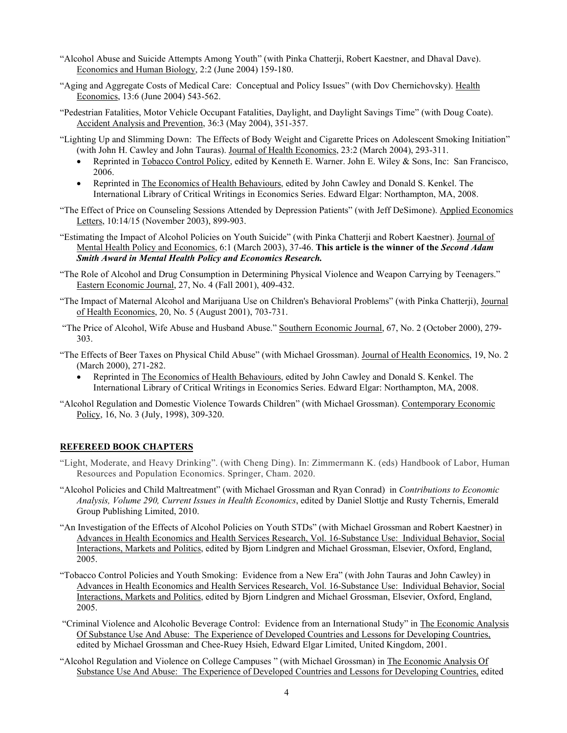"Alcohol Abuse and Suicide Attempts Among Youth" (with Pinka Chatterji, Robert Kaestner, and Dhaval Dave). Economics and Human Biology, 2:2 (June 2004) 159-180.

"Aging and Aggregate Costs of Medical Care: Conceptual and Policy Issues" (with Dov Chernichovsky). Health Economics, 13:6 (June 2004) 543-562.

"Pedestrian Fatalities, Motor Vehicle Occupant Fatalities, Daylight, and Daylight Savings Time" (with Doug Coate). Accident Analysis and Prevention, 36:3 (May 2004), 351-357.

"Lighting Up and Slimming Down: The Effects of Body Weight and Cigarette Prices on Adolescent Smoking Initiation" (with John H. Cawley and John Tauras). Journal of Health Economics, 23:2 (March 2004), 293-311.

- Reprinted in Tobacco Control Policy, edited by Kenneth E. Warner. John E. Wiley & Sons, Inc: San Francisco, 2006.
- Reprinted in The Economics of Health Behaviours, edited by John Cawley and Donald S. Kenkel. The International Library of Critical Writings in Economics Series. Edward Elgar: Northampton, MA, 2008.

"The Effect of Price on Counseling Sessions Attended by Depression Patients" (with Jeff DeSimone). Applied Economics Letters, 10:14/15 (November 2003), 899-903.

"Estimating the Impact of Alcohol Policies on Youth Suicide" (with Pinka Chatterji and Robert Kaestner). Journal of Mental Health Policy and Economics, 6:1 (March 2003), 37-46. **This article is the winner of the *Second Adam Smith Award in Mental Health Policy and Economics Research.***

"The Role of Alcohol and Drug Consumption in Determining Physical Violence and Weapon Carrying by Teenagers." Eastern Economic Journal, 27, No. 4 (Fall 2001), 409-432.

"The Impact of Maternal Alcohol and Marijuana Use on Children's Behavioral Problems" (with Pinka Chatterji), Journal of Health Economics, 20, No. 5 (August 2001), 703-731.

"The Price of Alcohol, Wife Abuse and Husband Abuse." Southern Economic Journal, 67, No. 2 (October 2000), 279-303.

"The Effects of Beer Taxes on Physical Child Abuse" (with Michael Grossman). Journal of Health Economics, 19, No. 2 (March 2000), 271-282.

- Reprinted in The Economics of Health Behaviours, edited by John Cawley and Donald S. Kenkel. The International Library of Critical Writings in Economics Series. Edward Elgar: Northampton, MA, 2008.

"Alcohol Regulation and Domestic Violence Towards Children" (with Michael Grossman). Contemporary Economic Policy, 16, No. 3 (July, 1998), 309-320.

## REFEREED BOOK CHAPTERS

"Light, Moderate, and Heavy Drinking". (with Cheng Ding). In: Zimmermann K. (eds) Handbook of Labor, Human Resources and Population Economics. Springer, Cham. 2020.

"Alcohol Policies and Child Maltreatment" (with Michael Grossman and Ryan Conrad) in *Contributions to Economic Analysis, Volume 290, Current Issues in Health Economics*, edited by Daniel Slottje and Rusty Tchernis, Emerald Group Publishing Limited, 2010.

"An Investigation of the Effects of Alcohol Policies on Youth STDs" (with Michael Grossman and Robert Kaestner) in Advances in Health Economics and Health Services Research, Vol. 16-Substance Use: Individual Behavior, Social Interactions, Markets and Politics, edited by Bjorn Lindgren and Michael Grossman, Elsevier, Oxford, England, 2005.

"Tobacco Control Policies and Youth Smoking: Evidence from a New Era" (with John Tauras and John Cawley) in Advances in Health Economics and Health Services Research, Vol. 16-Substance Use: Individual Behavior, Social Interactions, Markets and Politics, edited by Bjorn Lindgren and Michael Grossman, Elsevier, Oxford, England, 2005.

"Criminal Violence and Alcoholic Beverage Control: Evidence from an International Study" in The Economic Analysis Of Substance Use And Abuse: The Experience of Developed Countries and Lessons for Developing Countries, edited by Michael Grossman and Chee-Ruey Hsieh, Edward Elgar Limited, United Kingdom, 2001.

"Alcohol Regulation and Violence on College Campuses " (with Michael Grossman) in The Economic Analysis Of Substance Use And Abuse: The Experience of Developed Countries and Lessons for Developing Countries, edited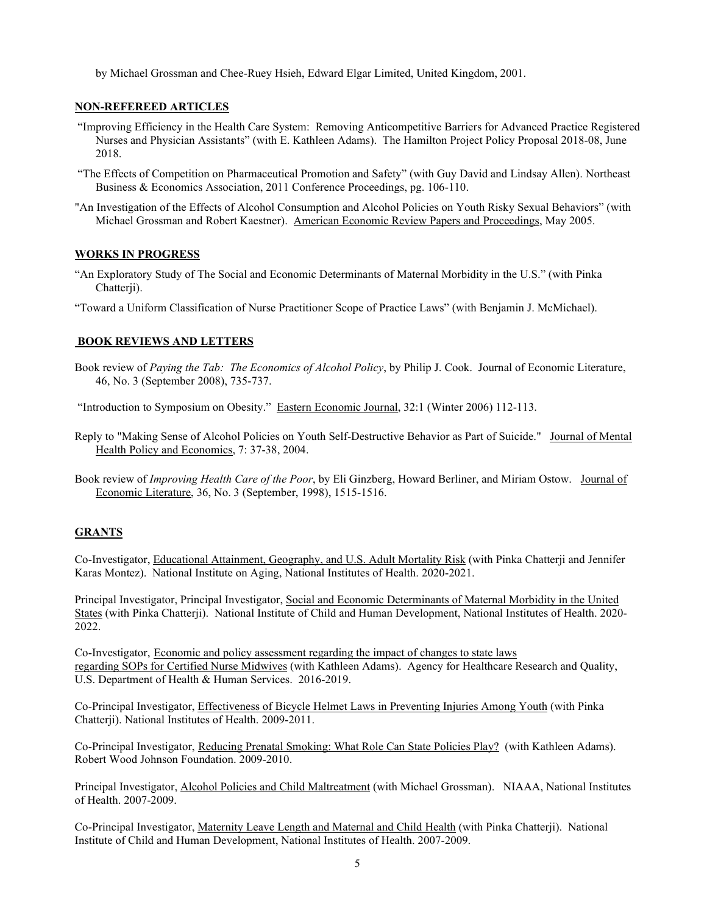by Michael Grossman and Chee-Ruey Hsieh, Edward Elgar Limited, United Kingdom, 2001.

## NON-REFEREED ARTICLES

"Improving Efficiency in the Health Care System: Removing Anticompetitive Barriers for Advanced Practice Registered Nurses and Physician Assistants" (with E. Kathleen Adams). The Hamilton Project Policy Proposal 2018-08, June 2018.

"The Effects of Competition on Pharmaceutical Promotion and Safety" (with Guy David and Lindsay Allen). Northeast Business & Economics Association, 2011 Conference Proceedings, pg. 106-110.

"An Investigation of the Effects of Alcohol Consumption and Alcohol Policies on Youth Risky Sexual Behaviors" (with Michael Grossman and Robert Kaestner). American Economic Review Papers and Proceedings, May 2005.

## WORKS IN PROGRESS

"An Exploratory Study of The Social and Economic Determinants of Maternal Morbidity in the U.S." (with Pinka Chatterji).

"Toward a Uniform Classification of Nurse Practitioner Scope of Practice Laws" (with Benjamin J. McMichael).

## BOOK REVIEWS AND LETTERS

Book review of *Paying the Tab: The Economics of Alcohol Policy*, by Philip J. Cook. Journal of Economic Literature, 46, No. 3 (September 2008), 735-737.

"Introduction to Symposium on Obesity." Eastern Economic Journal, 32:1 (Winter 2006) 112-113.

Reply to "Making Sense of Alcohol Policies on Youth Self-Destructive Behavior as Part of Suicide." Journal of Mental Health Policy and Economics, 7: 37-38, 2004.

Book review of *Improving Health Care of the Poor*, by Eli Ginzberg, Howard Berliner, and Miriam Ostow. Journal of Economic Literature, 36, No. 3 (September, 1998), 1515-1516.

## GRANTS

Co-Investigator, Educational Attainment, Geography, and U.S. Adult Mortality Risk (with Pinka Chatterji and Jennifer Karas Montez). National Institute on Aging, National Institutes of Health. 2020-2021.

Principal Investigator, Principal Investigator, Social and Economic Determinants of Maternal Morbidity in the United States (with Pinka Chatterji). National Institute of Child and Human Development, National Institutes of Health. 2020-2022.

Co-Investigator, Economic and policy assessment regarding the impact of changes to state laws regarding SOPs for Certified Nurse Midwives (with Kathleen Adams). Agency for Healthcare Research and Quality, U.S. Department of Health & Human Services. 2016-2019.

Co-Principal Investigator, Effectiveness of Bicycle Helmet Laws in Preventing Injuries Among Youth (with Pinka Chatterji). National Institutes of Health. 2009-2011.

Co-Principal Investigator, Reducing Prenatal Smoking: What Role Can State Policies Play? (with Kathleen Adams). Robert Wood Johnson Foundation. 2009-2010.

Principal Investigator, Alcohol Policies and Child Maltreatment (with Michael Grossman). NIAAA, National Institutes of Health. 2007-2009.

Co-Principal Investigator, Maternity Leave Length and Maternal and Child Health (with Pinka Chatterji). National Institute of Child and Human Development, National Institutes of Health. 2007-2009.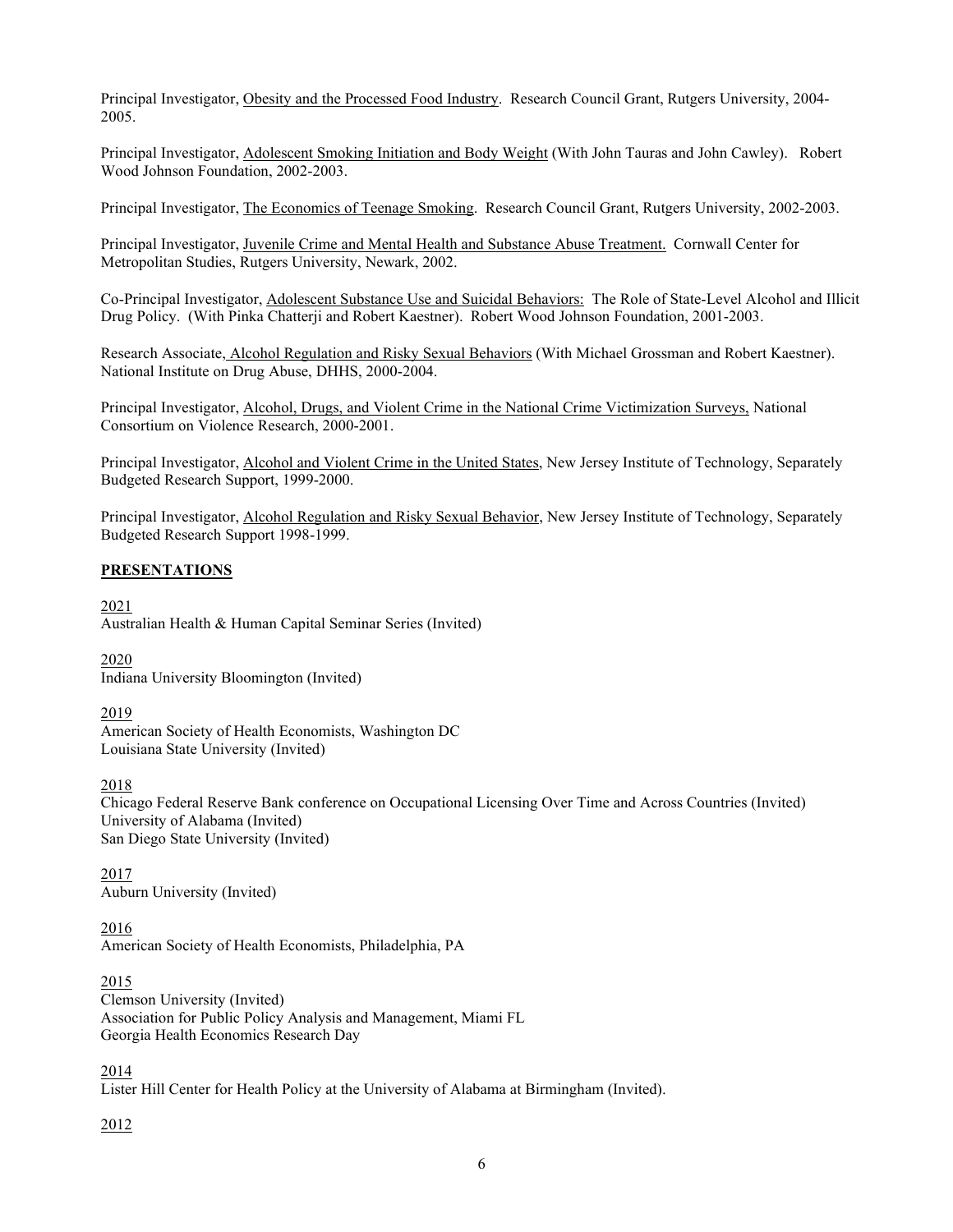Principal Investigator, Obesity and the Processed Food Industry. Research Council Grant, Rutgers University, 2004-2005.

Principal Investigator, Adolescent Smoking Initiation and Body Weight (With John Tauras and John Cawley). Robert Wood Johnson Foundation, 2002-2003.

Principal Investigator, The Economics of Teenage Smoking. Research Council Grant, Rutgers University, 2002-2003.

Principal Investigator, Juvenile Crime and Mental Health and Substance Abuse Treatment. Cornwall Center for Metropolitan Studies, Rutgers University, Newark, 2002.

Co-Principal Investigator, Adolescent Substance Use and Suicidal Behaviors: The Role of State-Level Alcohol and Illicit Drug Policy. (With Pinka Chatterji and Robert Kaestner). Robert Wood Johnson Foundation, 2001-2003.

Research Associate, Alcohol Regulation and Risky Sexual Behaviors (With Michael Grossman and Robert Kaestner). National Institute on Drug Abuse, DHHS, 2000-2004.

Principal Investigator, Alcohol, Drugs, and Violent Crime in the National Crime Victimization Surveys, National Consortium on Violence Research, 2000-2001.

Principal Investigator, Alcohol and Violent Crime in the United States, New Jersey Institute of Technology, Separately Budgeted Research Support, 1999-2000.

Principal Investigator, Alcohol Regulation and Risky Sexual Behavior, New Jersey Institute of Technology, Separately Budgeted Research Support 1998-1999.

## PRESENTATIONS

2021
Australian Health & Human Capital Seminar Series (Invited)

2020
Indiana University Bloomington (Invited)

2019
American Society of Health Economists, Washington DC
Louisiana State University (Invited)

2018
Chicago Federal Reserve Bank conference on Occupational Licensing Over Time and Across Countries (Invited)
University of Alabama (Invited)
San Diego State University (Invited)

2017
Auburn University (Invited)

2016
American Society of Health Economists, Philadelphia, PA

2015
Clemson University (Invited)
Association for Public Policy Analysis and Management, Miami FL
Georgia Health Economics Research Day

2014
Lister Hill Center for Health Policy at the University of Alabama at Birmingham (Invited).

2012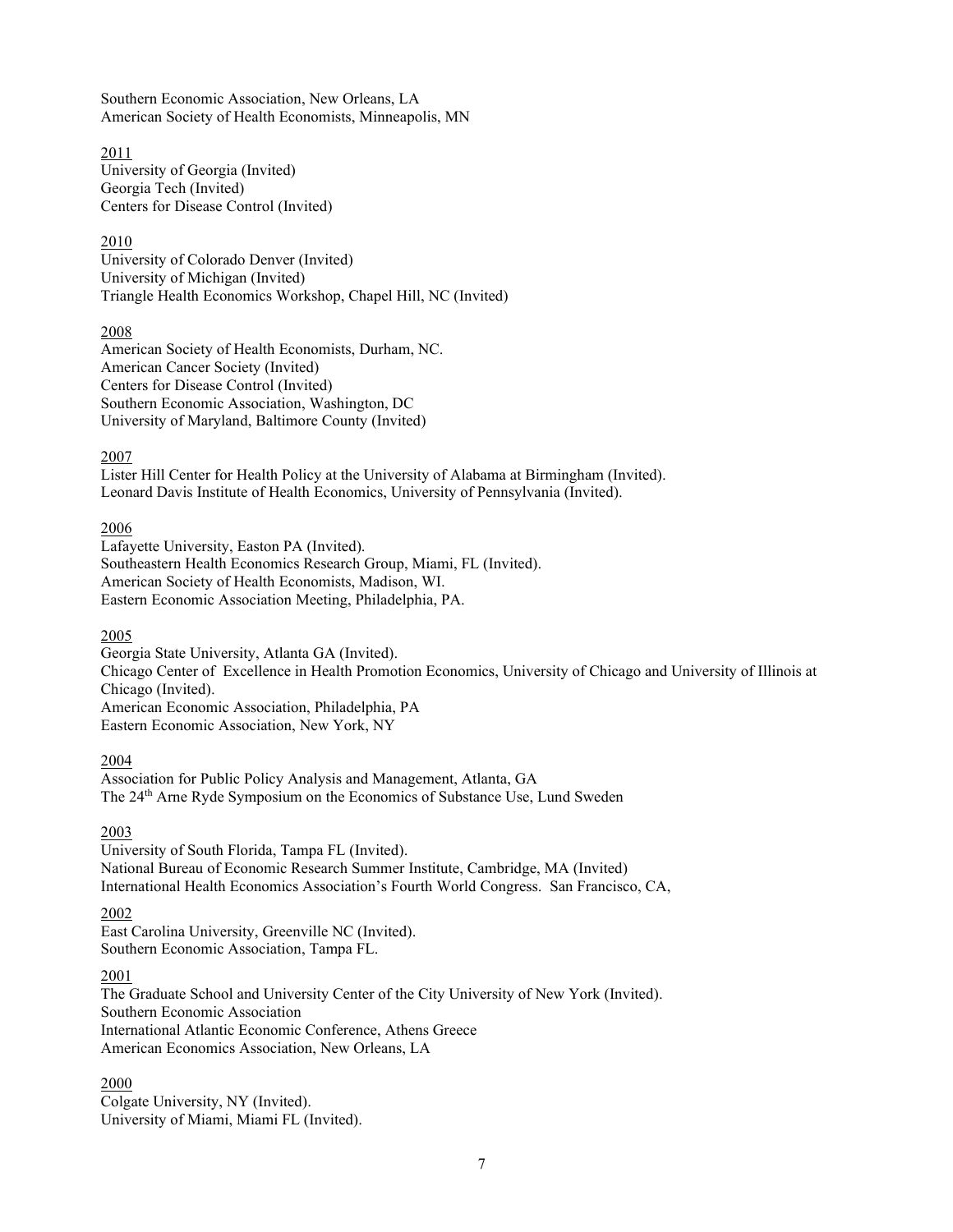Southern Economic Association, New Orleans, LA
American Society of Health Economists, Minneapolis, MN

2011
University of Georgia (Invited)
Georgia Tech (Invited)
Centers for Disease Control (Invited)

2010
University of Colorado Denver (Invited)
University of Michigan (Invited)
Triangle Health Economics Workshop, Chapel Hill, NC (Invited)

2008
American Society of Health Economists, Durham, NC.
American Cancer Society (Invited)
Centers for Disease Control (Invited)
Southern Economic Association, Washington, DC
University of Maryland, Baltimore County (Invited)

2007
Lister Hill Center for Health Policy at the University of Alabama at Birmingham (Invited).
Leonard Davis Institute of Health Economics, University of Pennsylvania (Invited).

2006
Lafayette University, Easton PA (Invited).
Southeastern Health Economics Research Group, Miami, FL (Invited).
American Society of Health Economists, Madison, WI.
Eastern Economic Association Meeting, Philadelphia, PA.

2005
Georgia State University, Atlanta GA (Invited).
Chicago Center of Excellence in Health Promotion Economics, University of Chicago and University of Illinois at Chicago (Invited).
American Economic Association, Philadelphia, PA
Eastern Economic Association, New York, NY

2004
Association for Public Policy Analysis and Management, Atlanta, GA
The 24th Arne Ryde Symposium on the Economics of Substance Use, Lund Sweden

2003
University of South Florida, Tampa FL (Invited).
National Bureau of Economic Research Summer Institute, Cambridge, MA (Invited)
International Health Economics Association's Fourth World Congress. San Francisco, CA,

2002
East Carolina University, Greenville NC (Invited).
Southern Economic Association, Tampa FL.

2001
The Graduate School and University Center of the City University of New York (Invited).
Southern Economic Association
International Atlantic Economic Conference, Athens Greece
American Economics Association, New Orleans, LA

2000
Colgate University, NY (Invited).
University of Miami, Miami FL (Invited).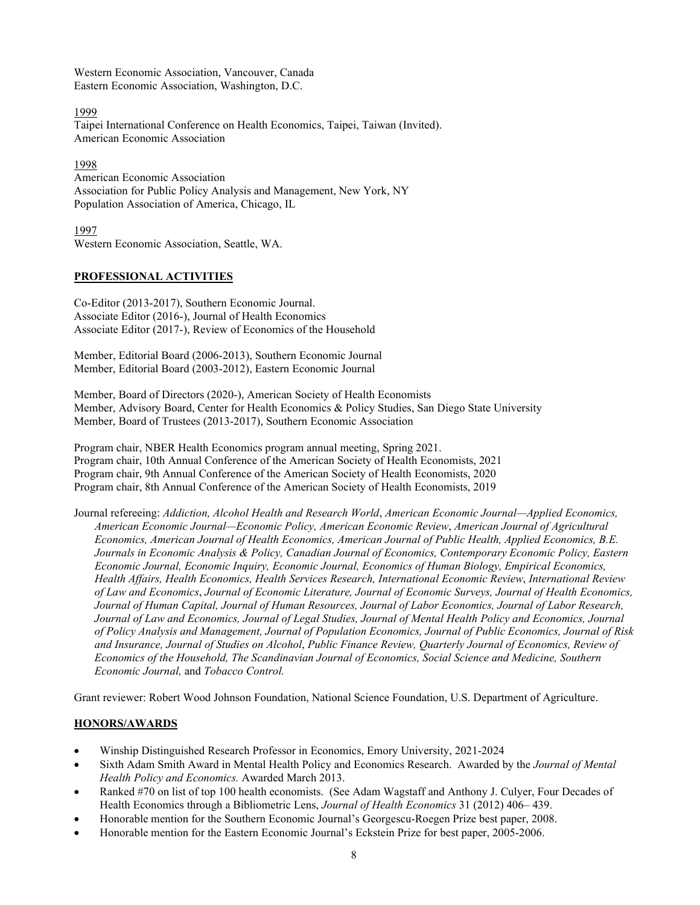Western Economic Association, Vancouver, Canada
Eastern Economic Association, Washington, D.C.

1999
Taipei International Conference on Health Economics, Taipei, Taiwan (Invited).
American Economic Association

1998
American Economic Association
Association for Public Policy Analysis and Management, New York, NY
Population Association of America, Chicago, IL

1997
Western Economic Association, Seattle, WA.

## PROFESSIONAL ACTIVITIES

Co-Editor (2013-2017), Southern Economic Journal.
Associate Editor (2016-), Journal of Health Economics
Associate Editor (2017-), Review of Economics of the Household

Member, Editorial Board (2006-2013), Southern Economic Journal
Member, Editorial Board (2003-2012), Eastern Economic Journal

Member, Board of Directors (2020-), American Society of Health Economists
Member, Advisory Board, Center for Health Economics & Policy Studies, San Diego State University
Member, Board of Trustees (2013-2017), Southern Economic Association

Program chair, NBER Health Economics program annual meeting, Spring 2021.
Program chair, 10th Annual Conference of the American Society of Health Economists, 2021
Program chair, 9th Annual Conference of the American Society of Health Economists, 2020
Program chair, 8th Annual Conference of the American Society of Health Economists, 2019

Journal refereeing: *Addiction, Alcohol Health and Research World*, *American Economic Journal—Applied Economics, American Economic Journal—Economic Policy, American Economic Review*, *American Journal of Agricultural Economics, American Journal of Health Economics, American Journal of Public Health, Applied Economics, B.E. Journals in Economic Analysis & Policy, Canadian Journal of Economics, Contemporary Economic Policy, Eastern Economic Journal, Economic Inquiry, Economic Journal, Economics of Human Biology, Empirical Economics, Health Affairs, Health Economics, Health Services Research, International Economic Review*, *International Review of Law and Economics*, *Journal of Economic Literature, Journal of Economic Surveys, Journal of Health Economics, Journal of Human Capital, Journal of Human Resources, Journal of Labor Economics, Journal of Labor Research, Journal of Law and Economics, Journal of Legal Studies, Journal of Mental Health Policy and Economics, Journal of Policy Analysis and Management, Journal of Population Economics, Journal of Public Economics, Journal of Risk and Insurance, Journal of Studies on Alcohol*, *Public Finance Review, Quarterly Journal of Economics, Review of Economics of the Household, The Scandinavian Journal of Economics, Social Science and Medicine, Southern Economic Journal,* and *Tobacco Control.*

Grant reviewer: Robert Wood Johnson Foundation, National Science Foundation, U.S. Department of Agriculture.

## HONORS/AWARDS

- Winship Distinguished Research Professor in Economics, Emory University, 2021-2024
- Sixth Adam Smith Award in Mental Health Policy and Economics Research. Awarded by the *Journal of Mental Health Policy and Economics.* Awarded March 2013.
- Ranked #70 on list of top 100 health economists. (See Adam Wagstaff and Anthony J. Culyer, Four Decades of Health Economics through a Bibliometric Lens, *Journal of Health Economics* 31 (2012) 406– 439.
- Honorable mention for the Southern Economic Journal's Georgescu-Roegen Prize best paper, 2008.
- Honorable mention for the Eastern Economic Journal's Eckstein Prize for best paper, 2005-2006.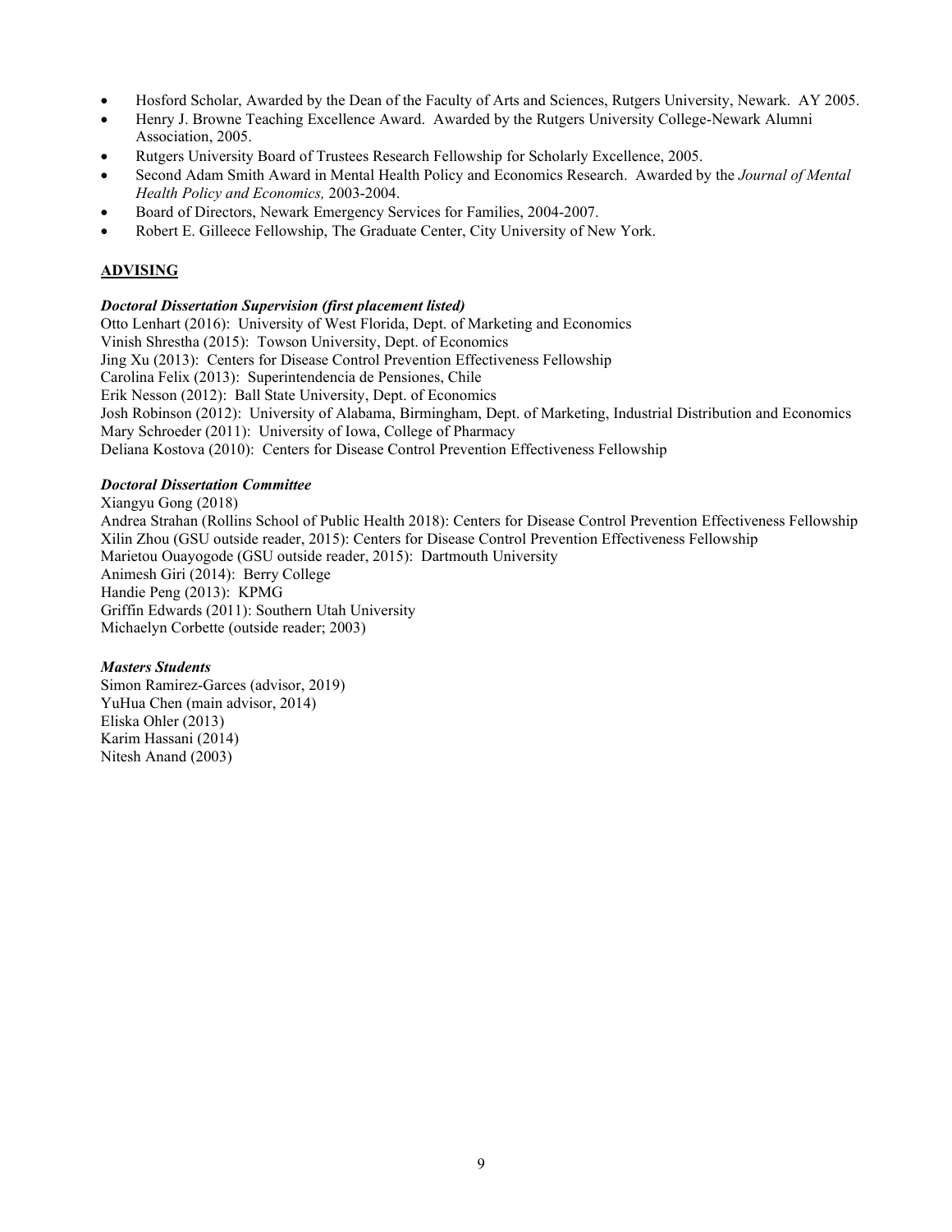- Hosford Scholar, Awarded by the Dean of the Faculty of Arts and Sciences, Rutgers University, Newark. AY 2005.
- Henry J. Browne Teaching Excellence Award. Awarded by the Rutgers University College-Newark Alumni Association, 2005.
- Rutgers University Board of Trustees Research Fellowship for Scholarly Excellence, 2005.
- Second Adam Smith Award in Mental Health Policy and Economics Research. Awarded by the *Journal of Mental Health Policy and Economics,* 2003-2004.
- Board of Directors, Newark Emergency Services for Families, 2004-2007.
- Robert E. Gilleece Fellowship, The Graduate Center, City University of New York.

## ADVISING

***Doctoral Dissertation Supervision (first placement listed)***

Otto Lenhart (2016): University of West Florida, Dept. of Marketing and Economics
Vinish Shrestha (2015): Towson University, Dept. of Economics
Jing Xu (2013): Centers for Disease Control Prevention Effectiveness Fellowship
Carolina Felix (2013): Superintendencia de Pensiones, Chile
Erik Nesson (2012): Ball State University, Dept. of Economics
Josh Robinson (2012): University of Alabama, Birmingham, Dept. of Marketing, Industrial Distribution and Economics
Mary Schroeder (2011): University of Iowa, College of Pharmacy
Deliana Kostova (2010): Centers for Disease Control Prevention Effectiveness Fellowship

***Doctoral Dissertation Committee***

Xiangyu Gong (2018)
Andrea Strahan (Rollins School of Public Health 2018): Centers for Disease Control Prevention Effectiveness Fellowship
Xilin Zhou (GSU outside reader, 2015): Centers for Disease Control Prevention Effectiveness Fellowship
Marietou Ouayogode (GSU outside reader, 2015): Dartmouth University
Animesh Giri (2014): Berry College
Handie Peng (2013): KPMG
Griffin Edwards (2011): Southern Utah University
Michaelyn Corbette (outside reader; 2003)

***Masters Students***

Simon Ramirez-Garces (advisor, 2019)
YuHua Chen (main advisor, 2014)
Eliska Ohler (2013)
Karim Hassani (2014)
Nitesh Anand (2003)